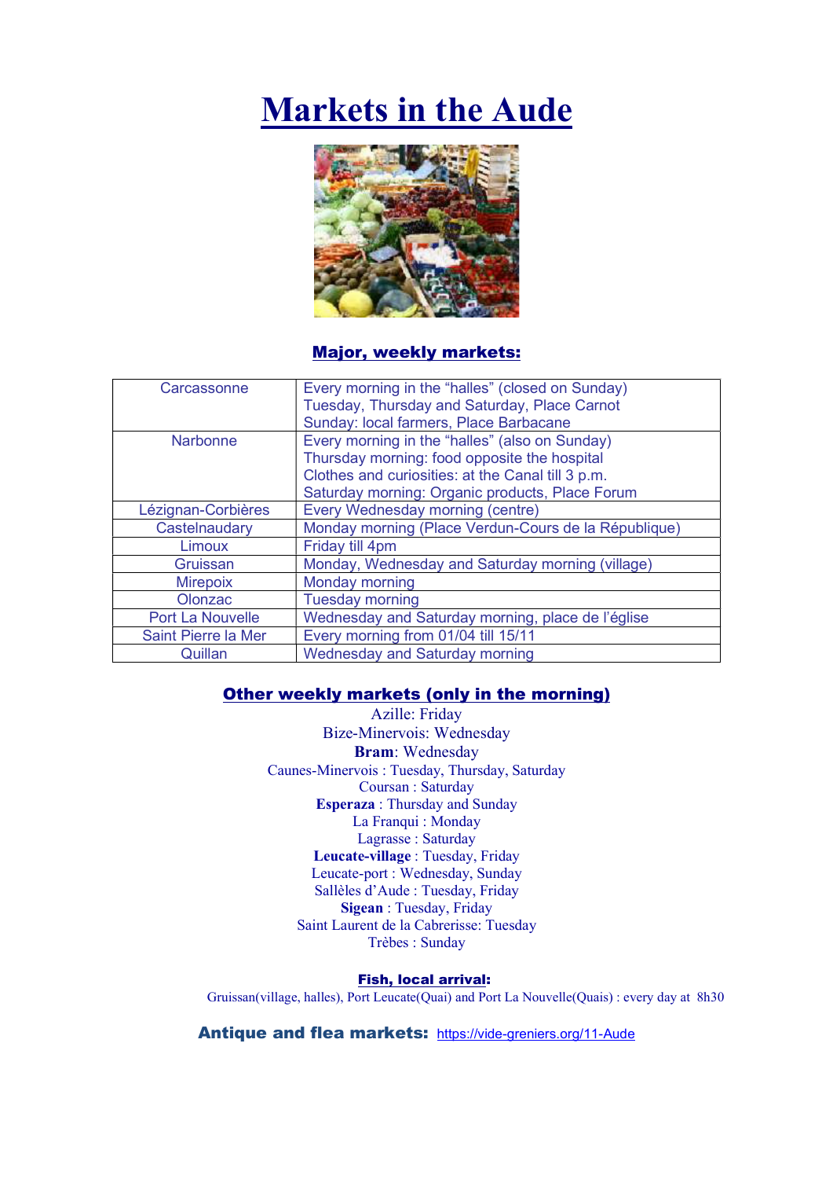# Markets in the Aude

## Major, weekly markets:

| | |
|---|---|
| Carcassonne | Every morning in the "halles" (closed on Sunday)<br>Tuesday, Thursday and Saturday, Place Carnot<br>Sunday: local farmers, Place Barbacane |
| Narbonne | Every morning in the "halles" (also on Sunday)<br>Thursday morning: food opposite the hospital<br>Clothes and curiosities: at the Canal till 3 p.m.<br>Saturday morning: Organic products, Place Forum |
| Lézignan-Corbières | Every Wednesday morning (centre) |
| Castelnaudary | Monday morning (Place Verdun-Cours de la République) |
| Limoux | Friday till 4pm |
| Gruissan | Monday, Wednesday and Saturday morning (village) |
| Mirepoix | Monday morning |
| Olonzac | Tuesday morning |
| Port La Nouvelle | Wednesday and Saturday morning, place de l'église |
| Saint Pierre la Mer | Every morning from 01/04 till 15/11 |
| Quillan | Wednesday and Saturday morning |

## Other weekly markets (only in the morning)

Azille: Friday
Bize-Minervois: Wednesday
**Bram**: Wednesday
Caunes-Minervois : Tuesday, Thursday, Saturday
Coursan : Saturday
**Esperaza** : Thursday and Sunday
La Franqui : Monday
Lagrasse : Saturday
**Leucate-village** : Tuesday, Friday
Leucate-port : Wednesday, Sunday
Sallèles d'Aude : Tuesday, Friday
**Sigean** : Tuesday, Friday
Saint Laurent de la Cabrerisse: Tuesday
Trèbes : Sunday

## Fish, local arrival:

Gruissan(village, halles), Port Leucate(Quai) and Port La Nouvelle(Quais) : every day at 8h30

**Antique and flea markets:** https://vide-greniers.org/11-Aude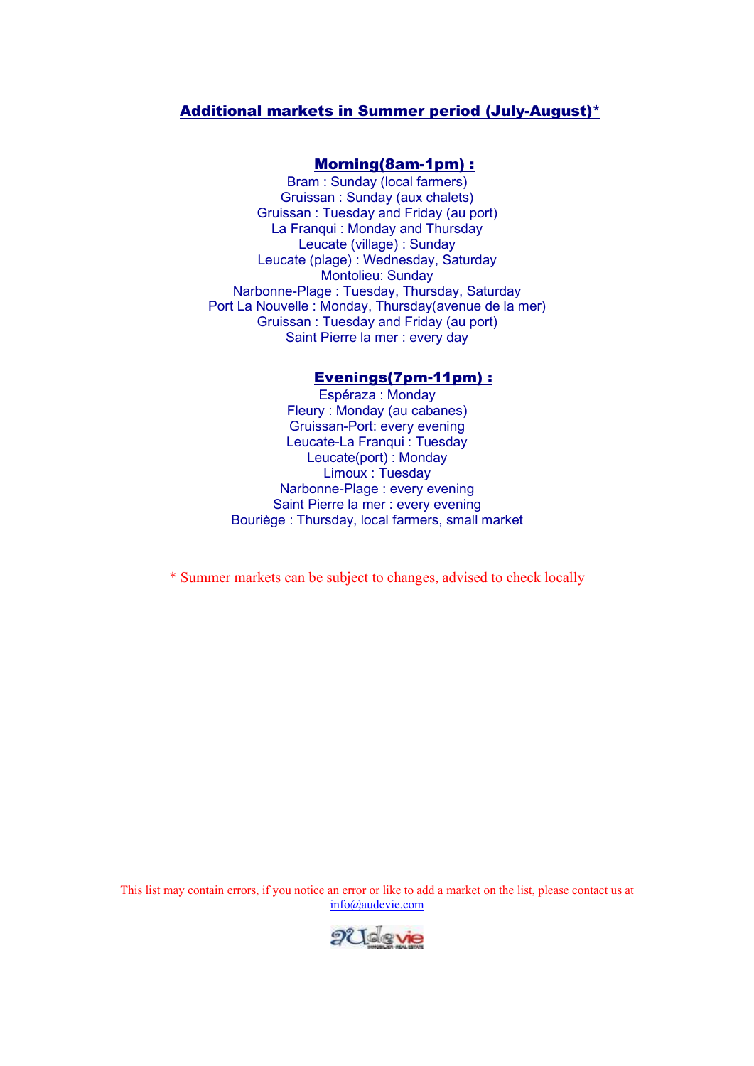## Additional markets in Summer period (July-August)*

### Morning(8am-1pm) :

Bram : Sunday (local farmers)
Gruissan : Sunday (aux chalets)
Gruissan : Tuesday and Friday (au port)
La Franqui : Monday and Thursday
Leucate (village) : Sunday
Leucate (plage) : Wednesday, Saturday
Montolieu: Sunday
Narbonne-Plage : Tuesday, Thursday, Saturday
Port La Nouvelle : Monday, Thursday(avenue de la mer)
Gruissan : Tuesday and Friday (au port)
Saint Pierre la mer : every day

### Evenings(7pm-11pm) :

Espéraza : Monday
Fleury : Monday (au cabanes)
Gruissan-Port: every evening
Leucate-La Franqui : Tuesday
Leucate(port) : Monday
Limoux : Tuesday
Narbonne-Plage : every evening
Saint Pierre la mer : every evening
Bouriège : Thursday, local farmers, small market

* Summer markets can be subject to changes, advised to check locally

This list may contain errors, if you notice an error or like to add a market on the list, please contact us at info@audevie.com